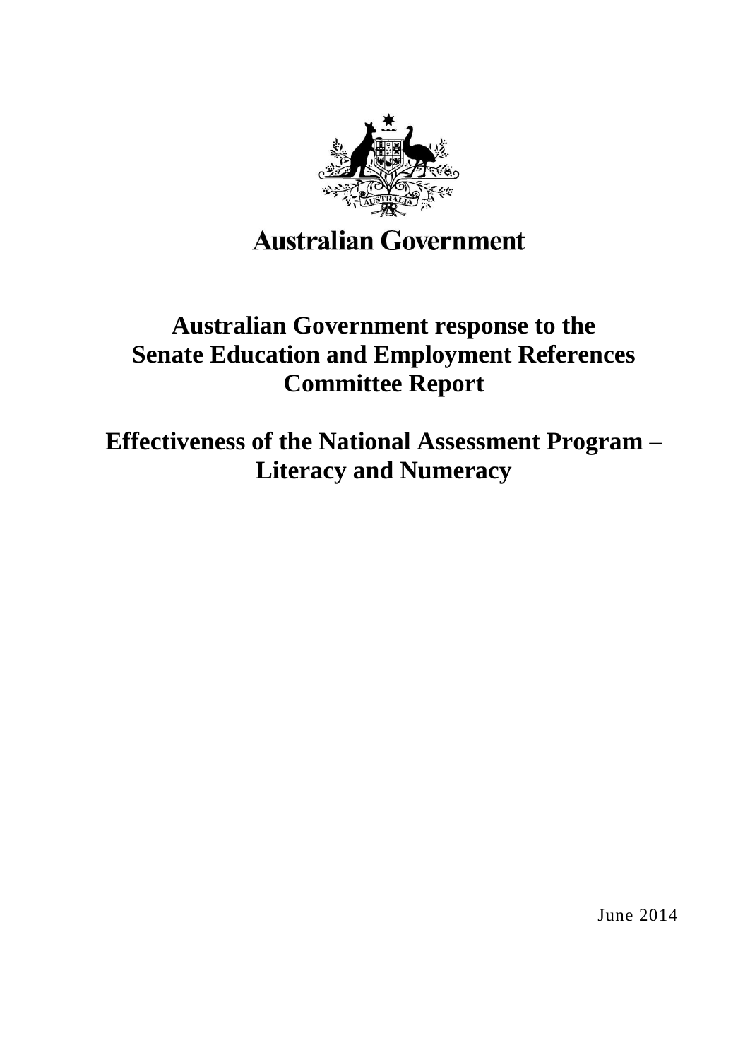Australian Government

# Australian Government response to the Senate Education and Employment References Committee Report

# Effectiveness of the National Assessment Program – Literacy and Numeracy

June 2014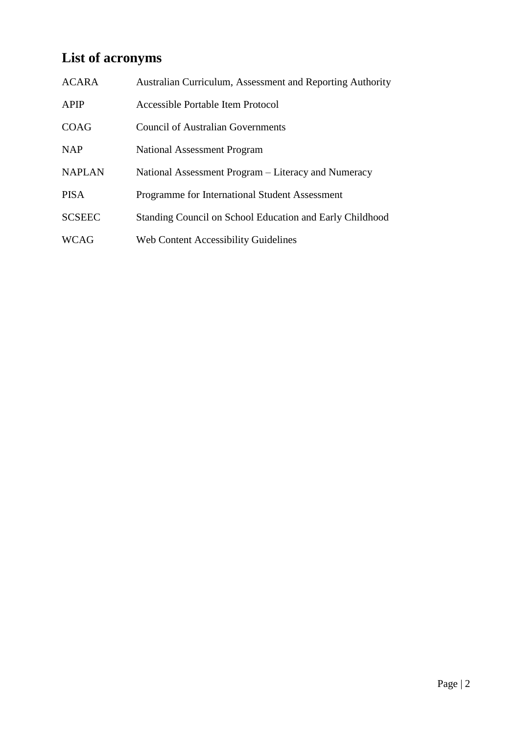## List of acronyms

| | |
|---|---|
| ACARA | Australian Curriculum, Assessment and Reporting Authority |
| APIP | Accessible Portable Item Protocol |
| COAG | Council of Australian Governments |
| NAP | National Assessment Program |
| NAPLAN | National Assessment Program – Literacy and Numeracy |
| PISA | Programme for International Student Assessment |
| SCSEEC | Standing Council on School Education and Early Childhood |
| WCAG | Web Content Accessibility Guidelines |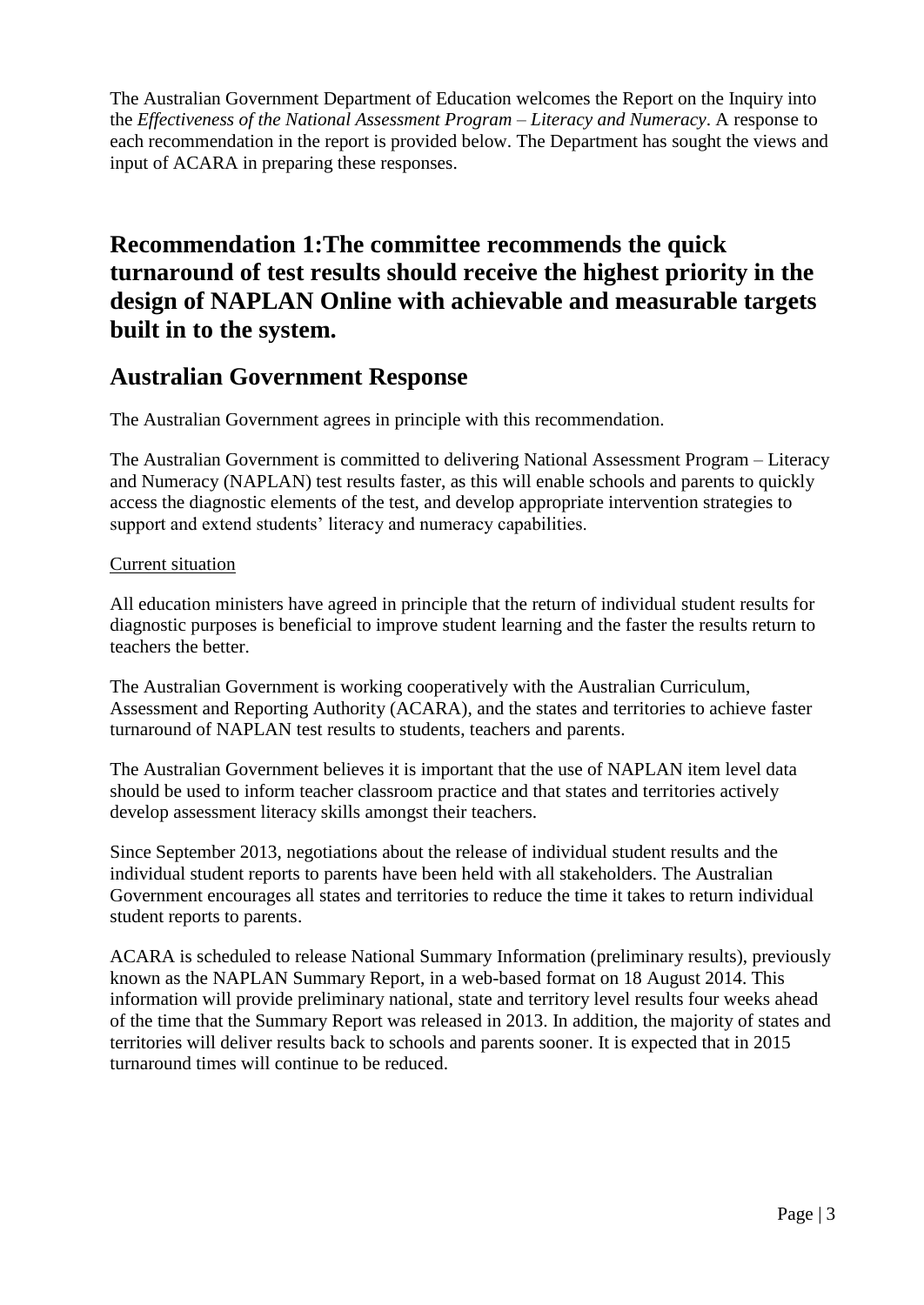The Australian Government Department of Education welcomes the Report on the Inquiry into the *Effectiveness of the National Assessment Program – Literacy and Numeracy*. A response to each recommendation in the report is provided below. The Department has sought the views and input of ACARA in preparing these responses.

## Recommendation 1:The committee recommends the quick turnaround of test results should receive the highest priority in the design of NAPLAN Online with achievable and measurable targets built in to the system.

## Australian Government Response

The Australian Government agrees in principle with this recommendation.

The Australian Government is committed to delivering National Assessment Program – Literacy and Numeracy (NAPLAN) test results faster, as this will enable schools and parents to quickly access the diagnostic elements of the test, and develop appropriate intervention strategies to support and extend students' literacy and numeracy capabilities.

Current situation

All education ministers have agreed in principle that the return of individual student results for diagnostic purposes is beneficial to improve student learning and the faster the results return to teachers the better.

The Australian Government is working cooperatively with the Australian Curriculum, Assessment and Reporting Authority (ACARA), and the states and territories to achieve faster turnaround of NAPLAN test results to students, teachers and parents.

The Australian Government believes it is important that the use of NAPLAN item level data should be used to inform teacher classroom practice and that states and territories actively develop assessment literacy skills amongst their teachers.

Since September 2013, negotiations about the release of individual student results and the individual student reports to parents have been held with all stakeholders. The Australian Government encourages all states and territories to reduce the time it takes to return individual student reports to parents.

ACARA is scheduled to release National Summary Information (preliminary results), previously known as the NAPLAN Summary Report, in a web-based format on 18 August 2014. This information will provide preliminary national, state and territory level results four weeks ahead of the time that the Summary Report was released in 2013. In addition, the majority of states and territories will deliver results back to schools and parents sooner. It is expected that in 2015 turnaround times will continue to be reduced.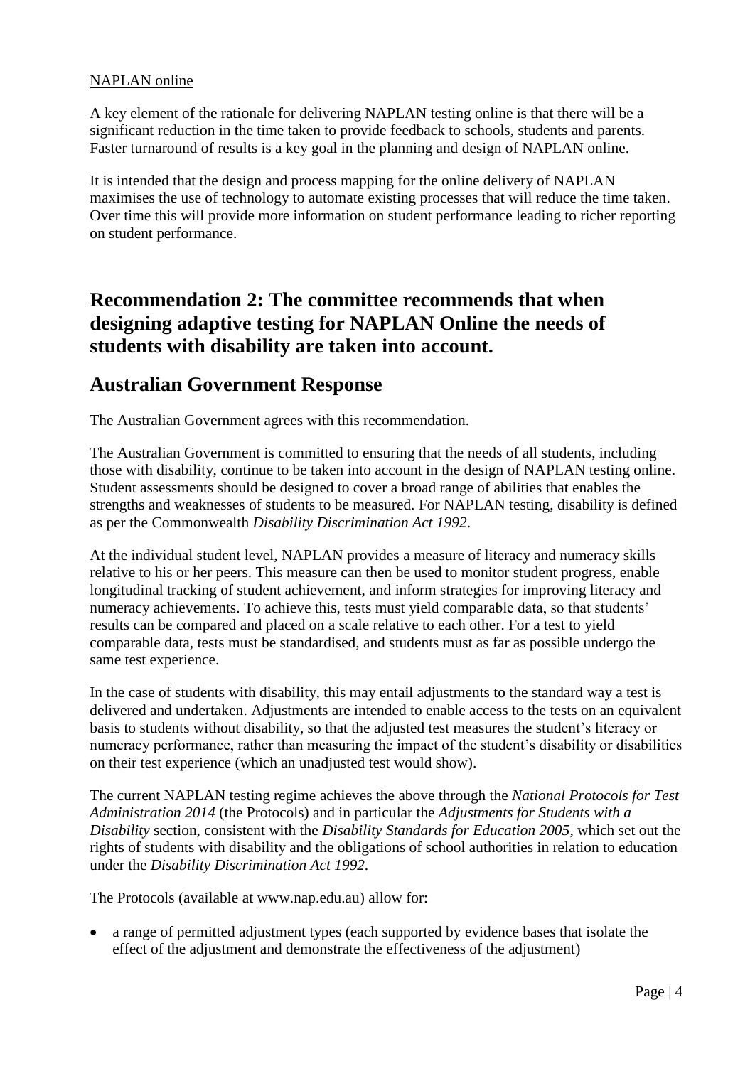NAPLAN online

A key element of the rationale for delivering NAPLAN testing online is that there will be a significant reduction in the time taken to provide feedback to schools, students and parents. Faster turnaround of results is a key goal in the planning and design of NAPLAN online.

It is intended that the design and process mapping for the online delivery of NAPLAN maximises the use of technology to automate existing processes that will reduce the time taken. Over time this will provide more information on student performance leading to richer reporting on student performance.

## Recommendation 2: The committee recommends that when designing adaptive testing for NAPLAN Online the needs of students with disability are taken into account.

## Australian Government Response

The Australian Government agrees with this recommendation.

The Australian Government is committed to ensuring that the needs of all students, including those with disability, continue to be taken into account in the design of NAPLAN testing online. Student assessments should be designed to cover a broad range of abilities that enables the strengths and weaknesses of students to be measured. For NAPLAN testing, disability is defined as per the Commonwealth *Disability Discrimination Act 1992*.

At the individual student level, NAPLAN provides a measure of literacy and numeracy skills relative to his or her peers. This measure can then be used to monitor student progress, enable longitudinal tracking of student achievement, and inform strategies for improving literacy and numeracy achievements. To achieve this, tests must yield comparable data, so that students' results can be compared and placed on a scale relative to each other. For a test to yield comparable data, tests must be standardised, and students must as far as possible undergo the same test experience.

In the case of students with disability, this may entail adjustments to the standard way a test is delivered and undertaken. Adjustments are intended to enable access to the tests on an equivalent basis to students without disability, so that the adjusted test measures the student's literacy or numeracy performance, rather than measuring the impact of the student's disability or disabilities on their test experience (which an unadjusted test would show).

The current NAPLAN testing regime achieves the above through the *National Protocols for Test Administration 2014* (the Protocols) and in particular the *Adjustments for Students with a Disability* section, consistent with the *Disability Standards for Education 2005*, which set out the rights of students with disability and the obligations of school authorities in relation to education under the *Disability Discrimination Act 1992*.

The Protocols (available at www.nap.edu.au) allow for:

- a range of permitted adjustment types (each supported by evidence bases that isolate the effect of the adjustment and demonstrate the effectiveness of the adjustment)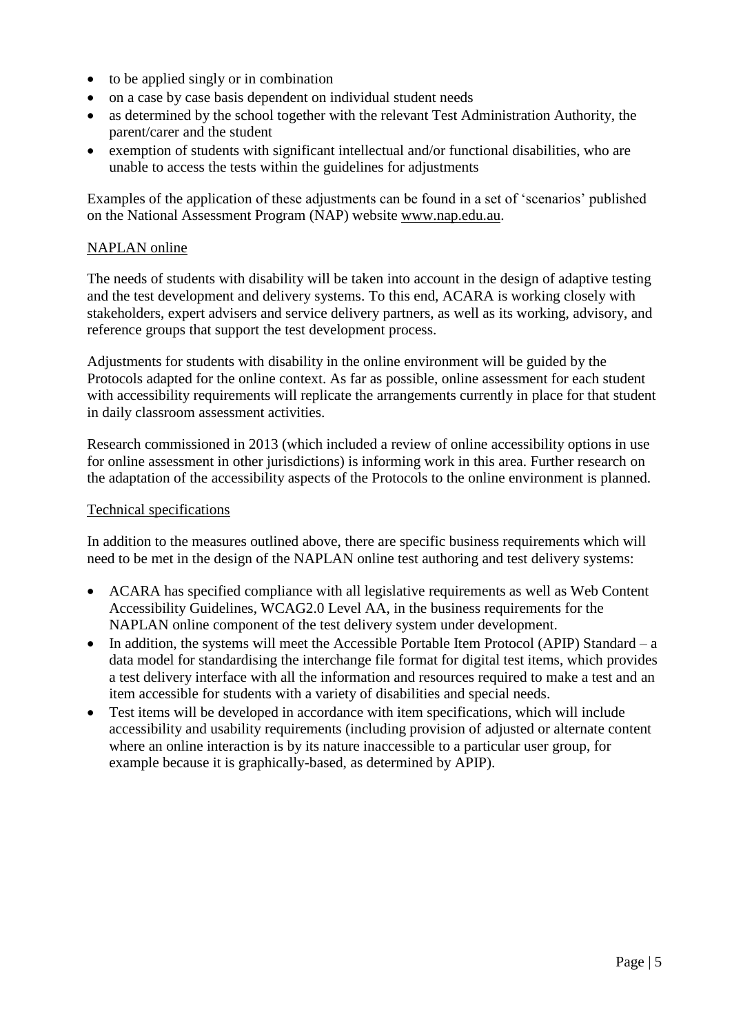- to be applied singly or in combination
- on a case by case basis dependent on individual student needs
- as determined by the school together with the relevant Test Administration Authority, the parent/carer and the student
- exemption of students with significant intellectual and/or functional disabilities, who are unable to access the tests within the guidelines for adjustments

Examples of the application of these adjustments can be found in a set of 'scenarios' published on the National Assessment Program (NAP) website www.nap.edu.au.

NAPLAN online

The needs of students with disability will be taken into account in the design of adaptive testing and the test development and delivery systems. To this end, ACARA is working closely with stakeholders, expert advisers and service delivery partners, as well as its working, advisory, and reference groups that support the test development process.

Adjustments for students with disability in the online environment will be guided by the Protocols adapted for the online context. As far as possible, online assessment for each student with accessibility requirements will replicate the arrangements currently in place for that student in daily classroom assessment activities.

Research commissioned in 2013 (which included a review of online accessibility options in use for online assessment in other jurisdictions) is informing work in this area. Further research on the adaptation of the accessibility aspects of the Protocols to the online environment is planned.

Technical specifications

In addition to the measures outlined above, there are specific business requirements which will need to be met in the design of the NAPLAN online test authoring and test delivery systems:

- ACARA has specified compliance with all legislative requirements as well as Web Content Accessibility Guidelines, WCAG2.0 Level AA, in the business requirements for the NAPLAN online component of the test delivery system under development.
- In addition, the systems will meet the Accessible Portable Item Protocol (APIP) Standard – a data model for standardising the interchange file format for digital test items, which provides a test delivery interface with all the information and resources required to make a test and an item accessible for students with a variety of disabilities and special needs.
- Test items will be developed in accordance with item specifications, which will include accessibility and usability requirements (including provision of adjusted or alternate content where an online interaction is by its nature inaccessible to a particular user group, for example because it is graphically-based, as determined by APIP).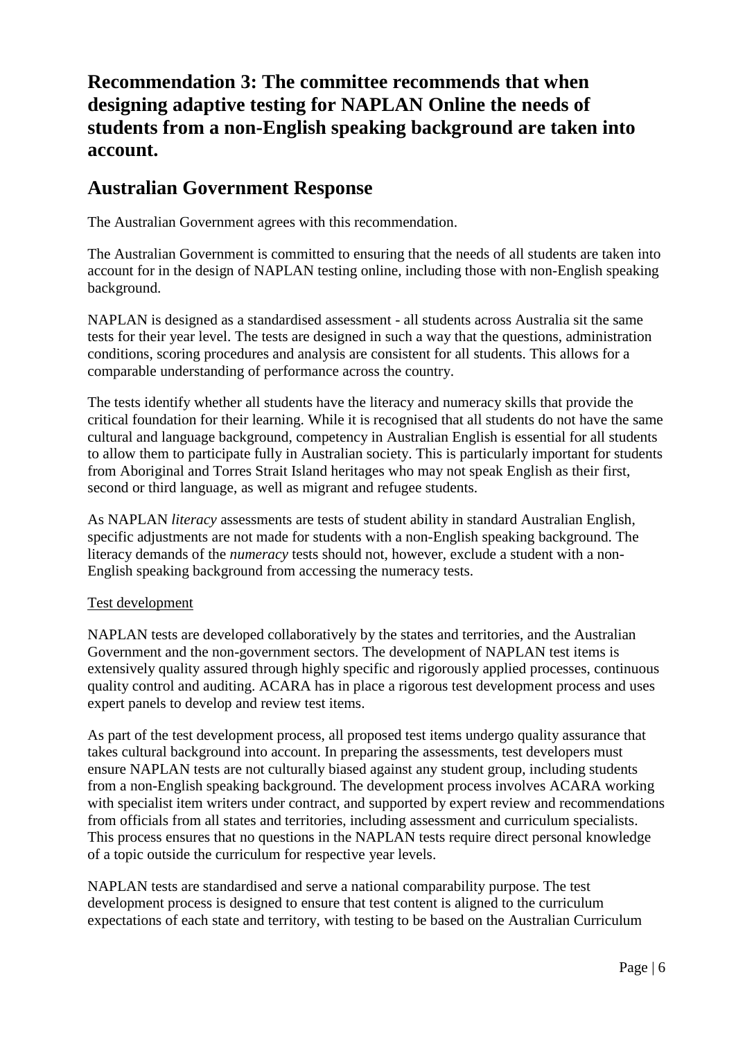## Recommendation 3: The committee recommends that when designing adaptive testing for NAPLAN Online the needs of students from a non-English speaking background are taken into account.

## Australian Government Response

The Australian Government agrees with this recommendation.

The Australian Government is committed to ensuring that the needs of all students are taken into account for in the design of NAPLAN testing online, including those with non-English speaking background.

NAPLAN is designed as a standardised assessment - all students across Australia sit the same tests for their year level. The tests are designed in such a way that the questions, administration conditions, scoring procedures and analysis are consistent for all students. This allows for a comparable understanding of performance across the country.

The tests identify whether all students have the literacy and numeracy skills that provide the critical foundation for their learning. While it is recognised that all students do not have the same cultural and language background, competency in Australian English is essential for all students to allow them to participate fully in Australian society. This is particularly important for students from Aboriginal and Torres Strait Island heritages who may not speak English as their first, second or third language, as well as migrant and refugee students.

As NAPLAN *literacy* assessments are tests of student ability in standard Australian English, specific adjustments are not made for students with a non-English speaking background. The literacy demands of the *numeracy* tests should not, however, exclude a student with a non-English speaking background from accessing the numeracy tests.

Test development

NAPLAN tests are developed collaboratively by the states and territories, and the Australian Government and the non-government sectors. The development of NAPLAN test items is extensively quality assured through highly specific and rigorously applied processes, continuous quality control and auditing. ACARA has in place a rigorous test development process and uses expert panels to develop and review test items.

As part of the test development process, all proposed test items undergo quality assurance that takes cultural background into account. In preparing the assessments, test developers must ensure NAPLAN tests are not culturally biased against any student group, including students from a non-English speaking background. The development process involves ACARA working with specialist item writers under contract, and supported by expert review and recommendations from officials from all states and territories, including assessment and curriculum specialists. This process ensures that no questions in the NAPLAN tests require direct personal knowledge of a topic outside the curriculum for respective year levels.

NAPLAN tests are standardised and serve a national comparability purpose. The test development process is designed to ensure that test content is aligned to the curriculum expectations of each state and territory, with testing to be based on the Australian Curriculum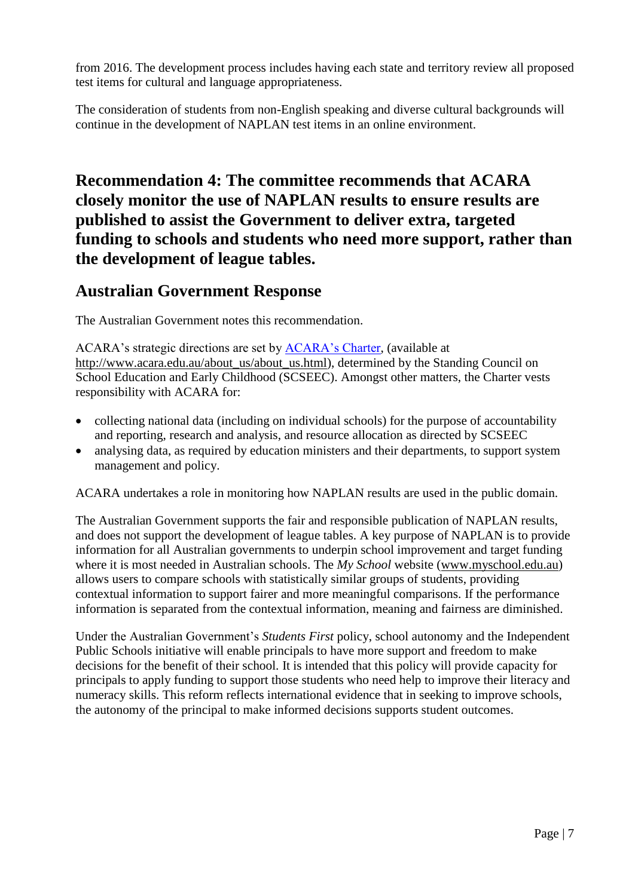from 2016. The development process includes having each state and territory review all proposed test items for cultural and language appropriateness.

The consideration of students from non-English speaking and diverse cultural backgrounds will continue in the development of NAPLAN test items in an online environment.

## Recommendation 4: The committee recommends that ACARA closely monitor the use of NAPLAN results to ensure results are published to assist the Government to deliver extra, targeted funding to schools and students who need more support, rather than the development of league tables.

### Australian Government Response

The Australian Government notes this recommendation.

ACARA's strategic directions are set by [ACARA's Charter](http://www.acara.edu.au/about_us/about_us.html), (available at http://www.acara.edu.au/about_us/about_us.html), determined by the Standing Council on School Education and Early Childhood (SCSEEC). Amongst other matters, the Charter vests responsibility with ACARA for:

- collecting national data (including on individual schools) for the purpose of accountability and reporting, research and analysis, and resource allocation as directed by SCSEEC
- analysing data, as required by education ministers and their departments, to support system management and policy.

ACARA undertakes a role in monitoring how NAPLAN results are used in the public domain.

The Australian Government supports the fair and responsible publication of NAPLAN results, and does not support the development of league tables. A key purpose of NAPLAN is to provide information for all Australian governments to underpin school improvement and target funding where it is most needed in Australian schools. The *My School* website (www.myschool.edu.au) allows users to compare schools with statistically similar groups of students, providing contextual information to support fairer and more meaningful comparisons. If the performance information is separated from the contextual information, meaning and fairness are diminished.

Under the Australian Government's *Students First* policy, school autonomy and the Independent Public Schools initiative will enable principals to have more support and freedom to make decisions for the benefit of their school. It is intended that this policy will provide capacity for principals to apply funding to support those students who need help to improve their literacy and numeracy skills. This reform reflects international evidence that in seeking to improve schools, the autonomy of the principal to make informed decisions supports student outcomes.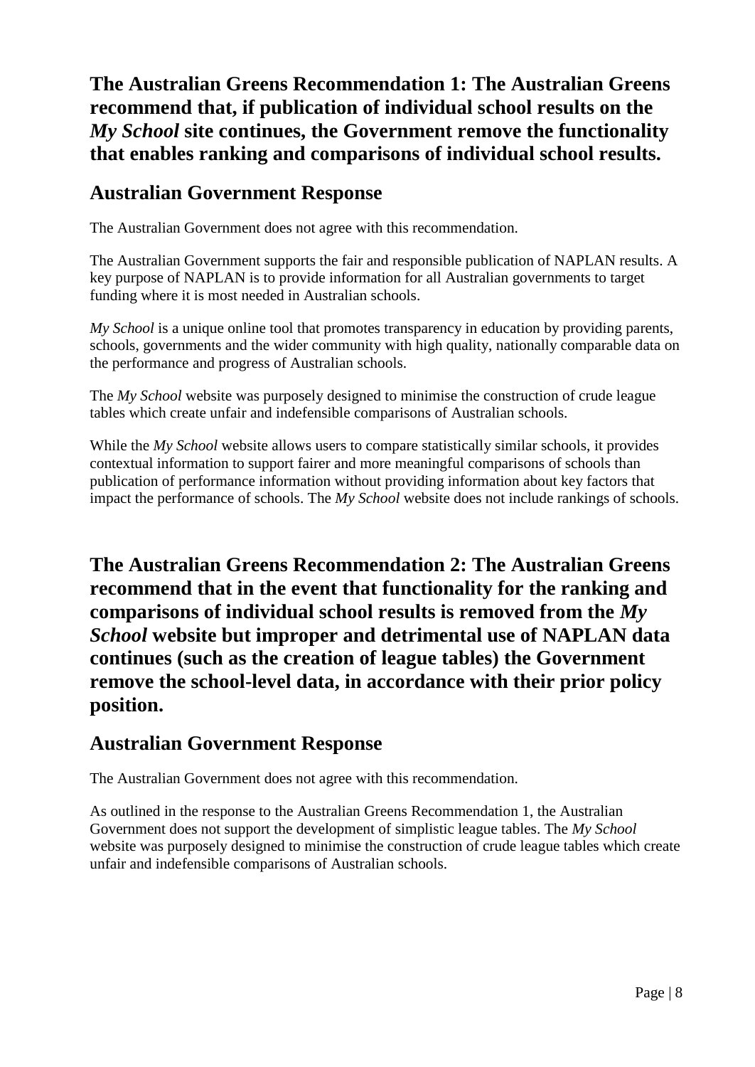## The Australian Greens Recommendation 1: The Australian Greens recommend that, if publication of individual school results on the *My School* site continues, the Government remove the functionality that enables ranking and comparisons of individual school results.

### Australian Government Response

The Australian Government does not agree with this recommendation.

The Australian Government supports the fair and responsible publication of NAPLAN results. A key purpose of NAPLAN is to provide information for all Australian governments to target funding where it is most needed in Australian schools.

*My School* is a unique online tool that promotes transparency in education by providing parents, schools, governments and the wider community with high quality, nationally comparable data on the performance and progress of Australian schools.

The *My School* website was purposely designed to minimise the construction of crude league tables which create unfair and indefensible comparisons of Australian schools.

While the *My School* website allows users to compare statistically similar schools, it provides contextual information to support fairer and more meaningful comparisons of schools than publication of performance information without providing information about key factors that impact the performance of schools. The *My School* website does not include rankings of schools.

## The Australian Greens Recommendation 2: The Australian Greens recommend that in the event that functionality for the ranking and comparisons of individual school results is removed from the *My School* website but improper and detrimental use of NAPLAN data continues (such as the creation of league tables) the Government remove the school-level data, in accordance with their prior policy position.

### Australian Government Response

The Australian Government does not agree with this recommendation.

As outlined in the response to the Australian Greens Recommendation 1, the Australian Government does not support the development of simplistic league tables. The *My School* website was purposely designed to minimise the construction of crude league tables which create unfair and indefensible comparisons of Australian schools.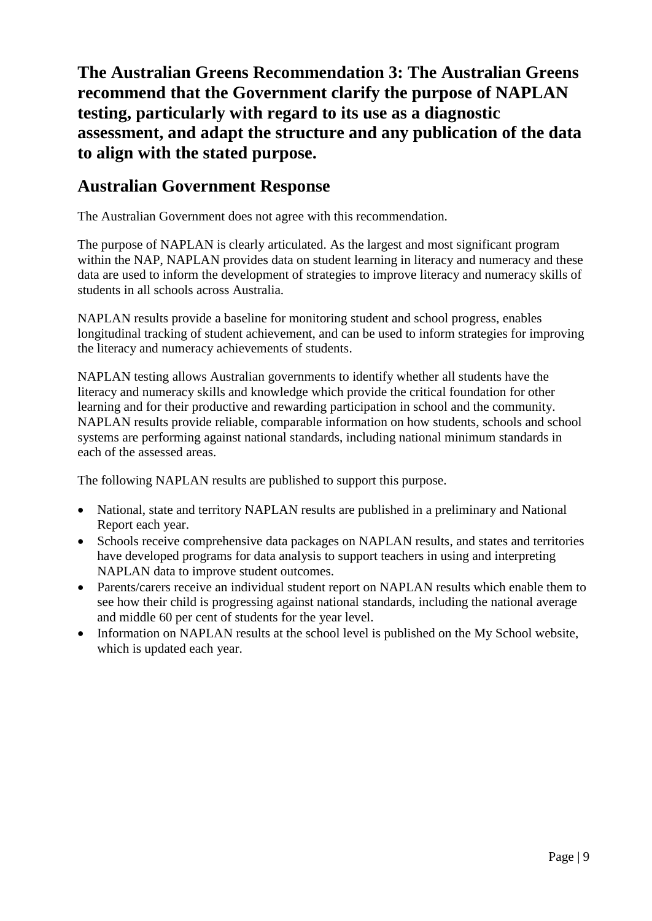## The Australian Greens Recommendation 3: The Australian Greens recommend that the Government clarify the purpose of NAPLAN testing, particularly with regard to its use as a diagnostic assessment, and adapt the structure and any publication of the data to align with the stated purpose.

## Australian Government Response

The Australian Government does not agree with this recommendation.

The purpose of NAPLAN is clearly articulated. As the largest and most significant program within the NAP, NAPLAN provides data on student learning in literacy and numeracy and these data are used to inform the development of strategies to improve literacy and numeracy skills of students in all schools across Australia.

NAPLAN results provide a baseline for monitoring student and school progress, enables longitudinal tracking of student achievement, and can be used to inform strategies for improving the literacy and numeracy achievements of students.

NAPLAN testing allows Australian governments to identify whether all students have the literacy and numeracy skills and knowledge which provide the critical foundation for other learning and for their productive and rewarding participation in school and the community. NAPLAN results provide reliable, comparable information on how students, schools and school systems are performing against national standards, including national minimum standards in each of the assessed areas.

The following NAPLAN results are published to support this purpose.

- National, state and territory NAPLAN results are published in a preliminary and National Report each year.
- Schools receive comprehensive data packages on NAPLAN results, and states and territories have developed programs for data analysis to support teachers in using and interpreting NAPLAN data to improve student outcomes.
- Parents/carers receive an individual student report on NAPLAN results which enable them to see how their child is progressing against national standards, including the national average and middle 60 per cent of students for the year level.
- Information on NAPLAN results at the school level is published on the My School website, which is updated each year.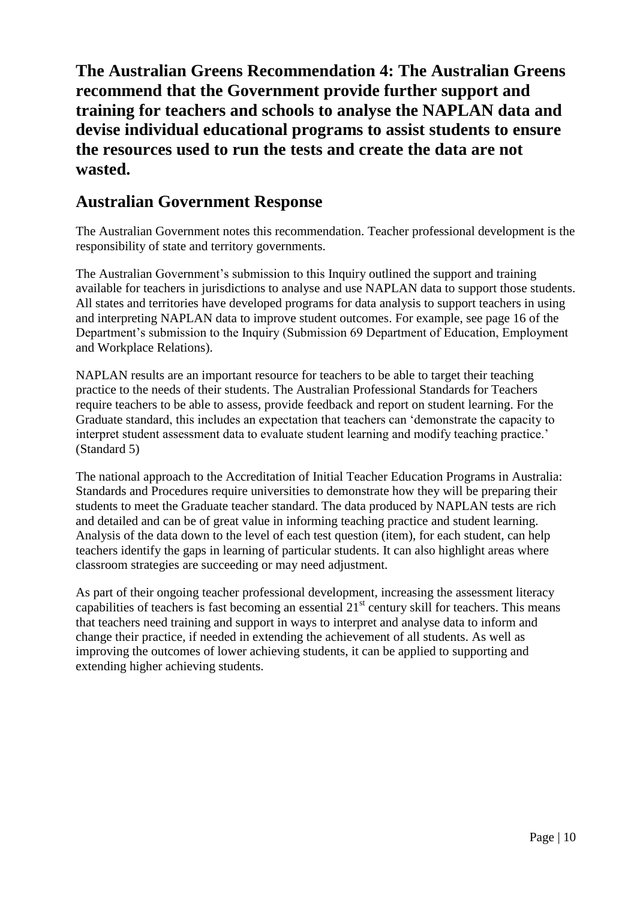## The Australian Greens Recommendation 4: The Australian Greens recommend that the Government provide further support and training for teachers and schools to analyse the NAPLAN data and devise individual educational programs to assist students to ensure the resources used to run the tests and create the data are not wasted.

## Australian Government Response

The Australian Government notes this recommendation. Teacher professional development is the responsibility of state and territory governments.

The Australian Government's submission to this Inquiry outlined the support and training available for teachers in jurisdictions to analyse and use NAPLAN data to support those students. All states and territories have developed programs for data analysis to support teachers in using and interpreting NAPLAN data to improve student outcomes. For example, see page 16 of the Department's submission to the Inquiry (Submission 69 Department of Education, Employment and Workplace Relations).

NAPLAN results are an important resource for teachers to be able to target their teaching practice to the needs of their students. The Australian Professional Standards for Teachers require teachers to be able to assess, provide feedback and report on student learning. For the Graduate standard, this includes an expectation that teachers can 'demonstrate the capacity to interpret student assessment data to evaluate student learning and modify teaching practice.' (Standard 5)

The national approach to the Accreditation of Initial Teacher Education Programs in Australia: Standards and Procedures require universities to demonstrate how they will be preparing their students to meet the Graduate teacher standard. The data produced by NAPLAN tests are rich and detailed and can be of great value in informing teaching practice and student learning. Analysis of the data down to the level of each test question (item), for each student, can help teachers identify the gaps in learning of particular students. It can also highlight areas where classroom strategies are succeeding or may need adjustment.

As part of their ongoing teacher professional development, increasing the assessment literacy capabilities of teachers is fast becoming an essential 21st century skill for teachers. This means that teachers need training and support in ways to interpret and analyse data to inform and change their practice, if needed in extending the achievement of all students. As well as improving the outcomes of lower achieving students, it can be applied to supporting and extending higher achieving students.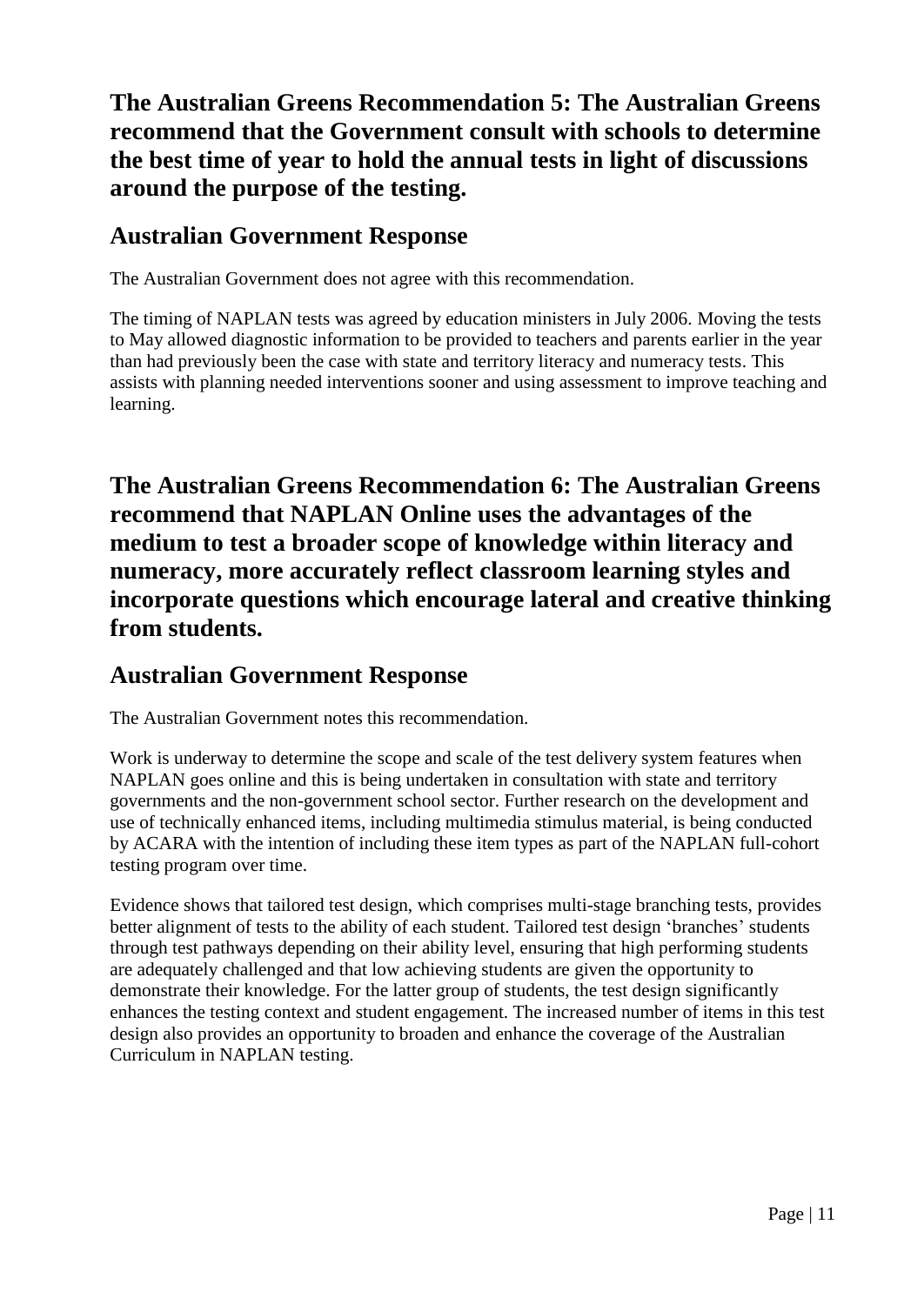## The Australian Greens Recommendation 5: The Australian Greens recommend that the Government consult with schools to determine the best time of year to hold the annual tests in light of discussions around the purpose of the testing.

### Australian Government Response

The Australian Government does not agree with this recommendation.

The timing of NAPLAN tests was agreed by education ministers in July 2006. Moving the tests to May allowed diagnostic information to be provided to teachers and parents earlier in the year than had previously been the case with state and territory literacy and numeracy tests. This assists with planning needed interventions sooner and using assessment to improve teaching and learning.

## The Australian Greens Recommendation 6: The Australian Greens recommend that NAPLAN Online uses the advantages of the medium to test a broader scope of knowledge within literacy and numeracy, more accurately reflect classroom learning styles and incorporate questions which encourage lateral and creative thinking from students.

### Australian Government Response

The Australian Government notes this recommendation.

Work is underway to determine the scope and scale of the test delivery system features when NAPLAN goes online and this is being undertaken in consultation with state and territory governments and the non-government school sector. Further research on the development and use of technically enhanced items, including multimedia stimulus material, is being conducted by ACARA with the intention of including these item types as part of the NAPLAN full-cohort testing program over time.

Evidence shows that tailored test design, which comprises multi-stage branching tests, provides better alignment of tests to the ability of each student. Tailored test design 'branches' students through test pathways depending on their ability level, ensuring that high performing students are adequately challenged and that low achieving students are given the opportunity to demonstrate their knowledge. For the latter group of students, the test design significantly enhances the testing context and student engagement. The increased number of items in this test design also provides an opportunity to broaden and enhance the coverage of the Australian Curriculum in NAPLAN testing.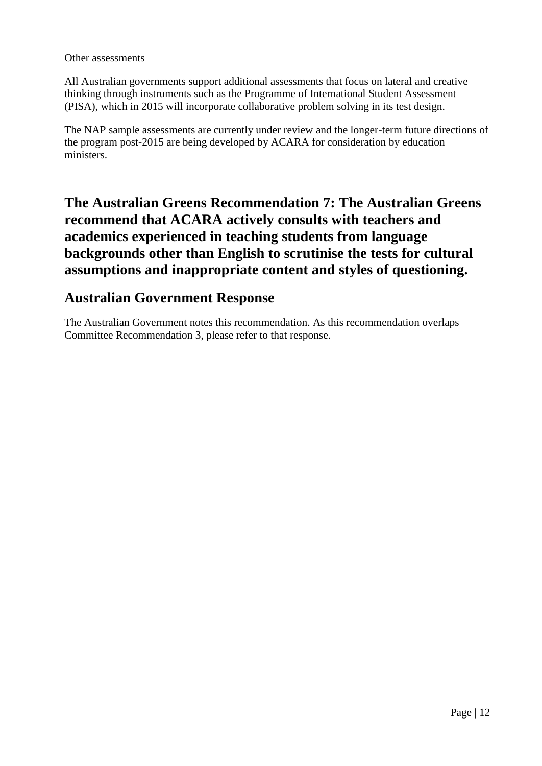Other assessments

All Australian governments support additional assessments that focus on lateral and creative thinking through instruments such as the Programme of International Student Assessment (PISA), which in 2015 will incorporate collaborative problem solving in its test design.

The NAP sample assessments are currently under review and the longer-term future directions of the program post-2015 are being developed by ACARA for consideration by education ministers.

## The Australian Greens Recommendation 7: The Australian Greens recommend that ACARA actively consults with teachers and academics experienced in teaching students from language backgrounds other than English to scrutinise the tests for cultural assumptions and inappropriate content and styles of questioning.

## Australian Government Response

The Australian Government notes this recommendation. As this recommendation overlaps Committee Recommendation 3, please refer to that response.